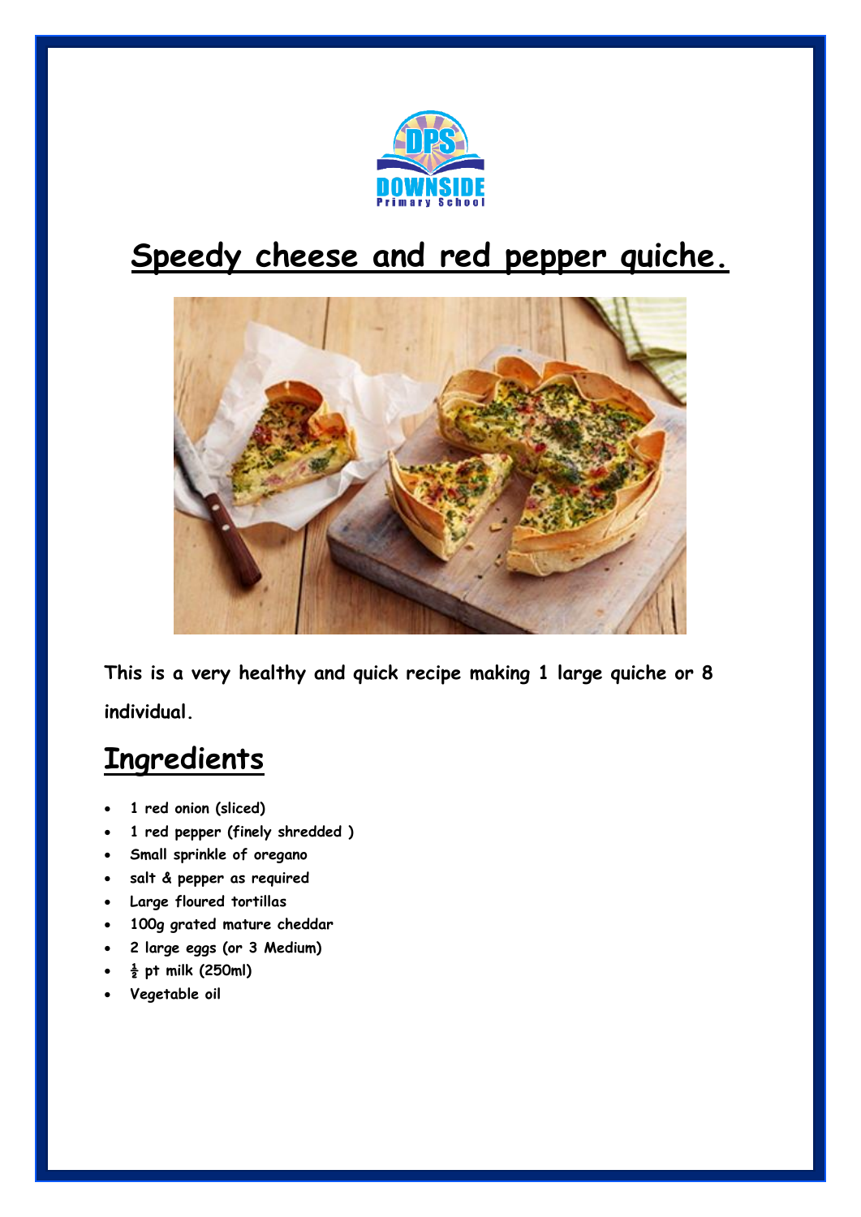# Speedy cheese and red pepper quiche.

This is a very healthy and quick recipe making 1 large quiche or 8 individual.

## Ingredients

- 1 red onion (sliced)
- 1 red pepper (finely shredded )
- Small sprinkle of oregano
- salt & pepper as required
- Large floured tortillas
- 100g grated mature cheddar
- 2 large eggs (or 3 Medium)
- ½ pt milk (250ml)
- Vegetable oil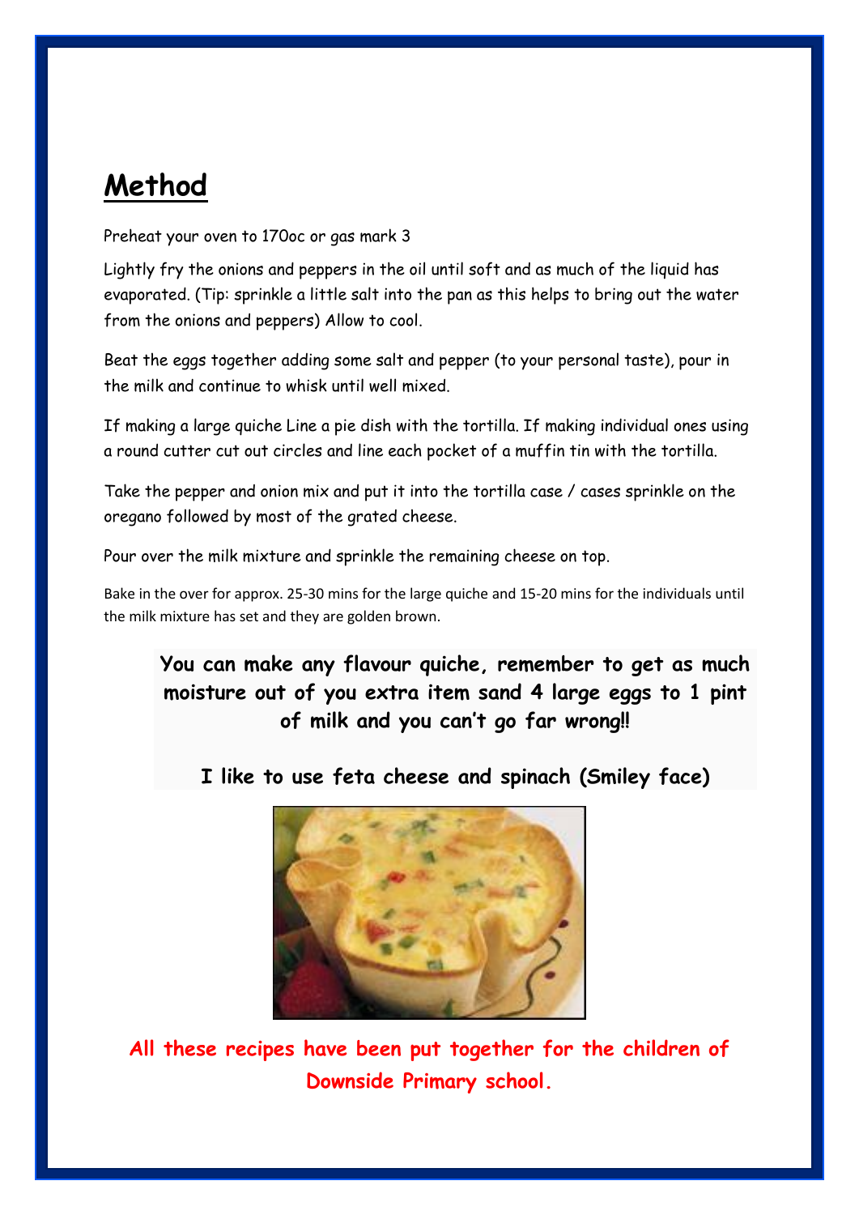# Method

Preheat your oven to 170oc or gas mark 3

Lightly fry the onions and peppers in the oil until soft and as much of the liquid has evaporated. (Tip: sprinkle a little salt into the pan as this helps to bring out the water from the onions and peppers) Allow to cool.

Beat the eggs together adding some salt and pepper (to your personal taste), pour in the milk and continue to whisk until well mixed.

If making a large quiche Line a pie dish with the tortilla. If making individual ones using a round cutter cut out circles and line each pocket of a muffin tin with the tortilla.

Take the pepper and onion mix and put it into the tortilla case / cases sprinkle on the oregano followed by most of the grated cheese.

Pour over the milk mixture and sprinkle the remaining cheese on top.

Bake in the over for approx. 25-30 mins for the large quiche and 15-20 mins for the individuals until the milk mixture has set and they are golden brown.

**You can make any flavour quiche, remember to get as much moisture out of you extra item sand 4 large eggs to 1 pint of milk and you can't go far wrong!!**

**I like to use feta cheese and spinach (Smiley face)**

**All these recipes have been put together for the children of Downside Primary school.**